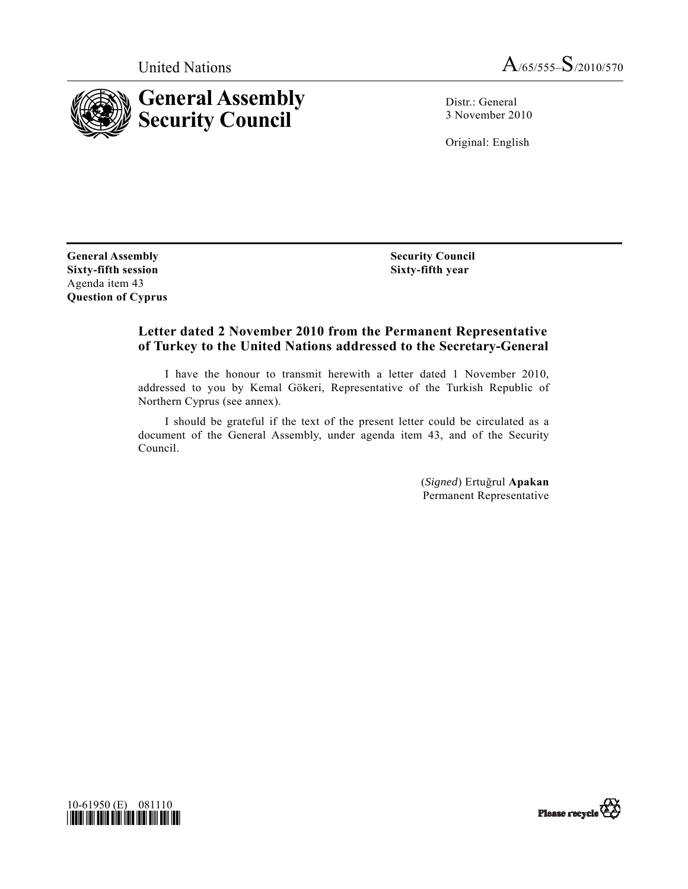United Nations A/65/555–S/2010/570

# General Assembly
# Security Council

Distr.: General
3 November 2010

Original: English

**General Assembly**
**Sixty-fifth session**
Agenda item 43
**Question of Cyprus**

**Security Council**
**Sixty-fifth year**

## Letter dated 2 November 2010 from the Permanent Representative of Turkey to the United Nations addressed to the Secretary-General

I have the honour to transmit herewith a letter dated 1 November 2010, addressed to you by Kemal Gökeri, Representative of the Turkish Republic of Northern Cyprus (see annex).

I should be grateful if the text of the present letter could be circulated as a document of the General Assembly, under agenda item 43, and of the Security Council.

(*Signed*) Ertuğrul **Apakan**
Permanent Representative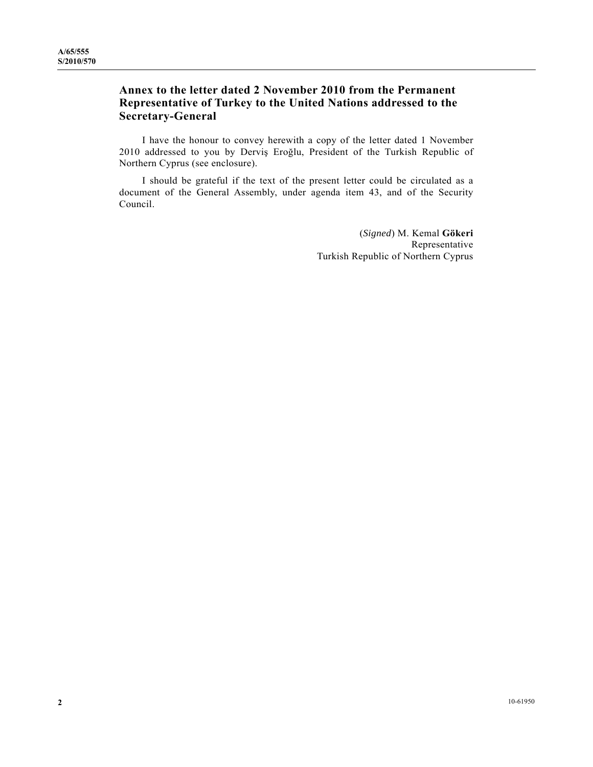## Annex to the letter dated 2 November 2010 from the Permanent Representative of Turkey to the United Nations addressed to the Secretary-General

I have the honour to convey herewith a copy of the letter dated 1 November 2010 addressed to you by Derviş Eroğlu, President of the Turkish Republic of Northern Cyprus (see enclosure).

I should be grateful if the text of the present letter could be circulated as a document of the General Assembly, under agenda item 43, and of the Security Council.

(*Signed*) M. Kemal **Gökeri**
Representative
Turkish Republic of Northern Cyprus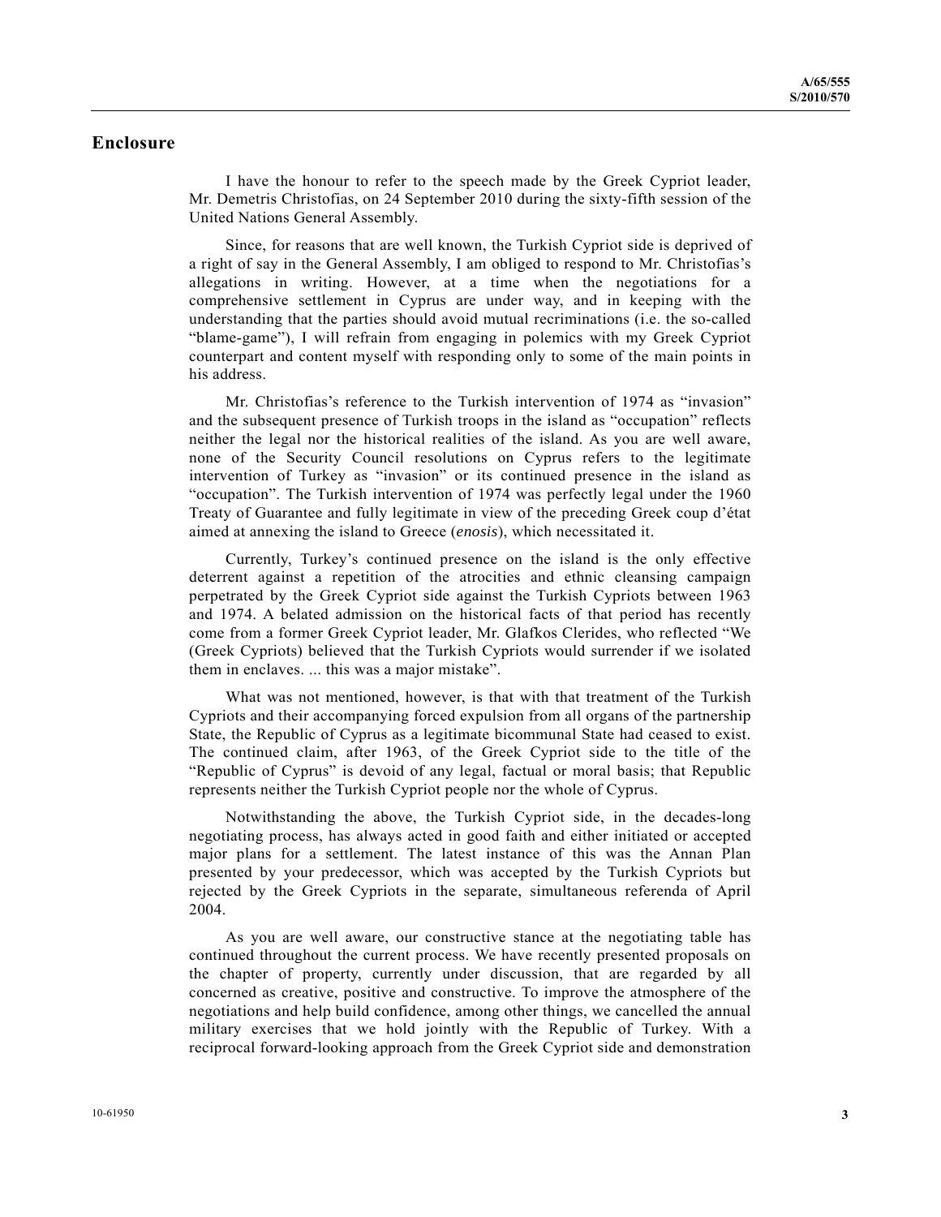## Enclosure

I have the honour to refer to the speech made by the Greek Cypriot leader, Mr. Demetris Christofias, on 24 September 2010 during the sixty-fifth session of the United Nations General Assembly.

Since, for reasons that are well known, the Turkish Cypriot side is deprived of a right of say in the General Assembly, I am obliged to respond to Mr. Christofias's allegations in writing. However, at a time when the negotiations for a comprehensive settlement in Cyprus are under way, and in keeping with the understanding that the parties should avoid mutual recriminations (i.e. the so-called "blame-game"), I will refrain from engaging in polemics with my Greek Cypriot counterpart and content myself with responding only to some of the main points in his address.

Mr. Christofias's reference to the Turkish intervention of 1974 as "invasion" and the subsequent presence of Turkish troops in the island as "occupation" reflects neither the legal nor the historical realities of the island. As you are well aware, none of the Security Council resolutions on Cyprus refers to the legitimate intervention of Turkey as "invasion" or its continued presence in the island as "occupation". The Turkish intervention of 1974 was perfectly legal under the 1960 Treaty of Guarantee and fully legitimate in view of the preceding Greek coup d'état aimed at annexing the island to Greece (*enosis*), which necessitated it.

Currently, Turkey's continued presence on the island is the only effective deterrent against a repetition of the atrocities and ethnic cleansing campaign perpetrated by the Greek Cypriot side against the Turkish Cypriots between 1963 and 1974. A belated admission on the historical facts of that period has recently come from a former Greek Cypriot leader, Mr. Glafkos Clerides, who reflected "We (Greek Cypriots) believed that the Turkish Cypriots would surrender if we isolated them in enclaves. ... this was a major mistake".

What was not mentioned, however, is that with that treatment of the Turkish Cypriots and their accompanying forced expulsion from all organs of the partnership State, the Republic of Cyprus as a legitimate bicommunal State had ceased to exist. The continued claim, after 1963, of the Greek Cypriot side to the title of the "Republic of Cyprus" is devoid of any legal, factual or moral basis; that Republic represents neither the Turkish Cypriot people nor the whole of Cyprus.

Notwithstanding the above, the Turkish Cypriot side, in the decades-long negotiating process, has always acted in good faith and either initiated or accepted major plans for a settlement. The latest instance of this was the Annan Plan presented by your predecessor, which was accepted by the Turkish Cypriots but rejected by the Greek Cypriots in the separate, simultaneous referenda of April 2004.

As you are well aware, our constructive stance at the negotiating table has continued throughout the current process. We have recently presented proposals on the chapter of property, currently under discussion, that are regarded by all concerned as creative, positive and constructive. To improve the atmosphere of the negotiations and help build confidence, among other things, we cancelled the annual military exercises that we hold jointly with the Republic of Turkey. With a reciprocal forward-looking approach from the Greek Cypriot side and demonstration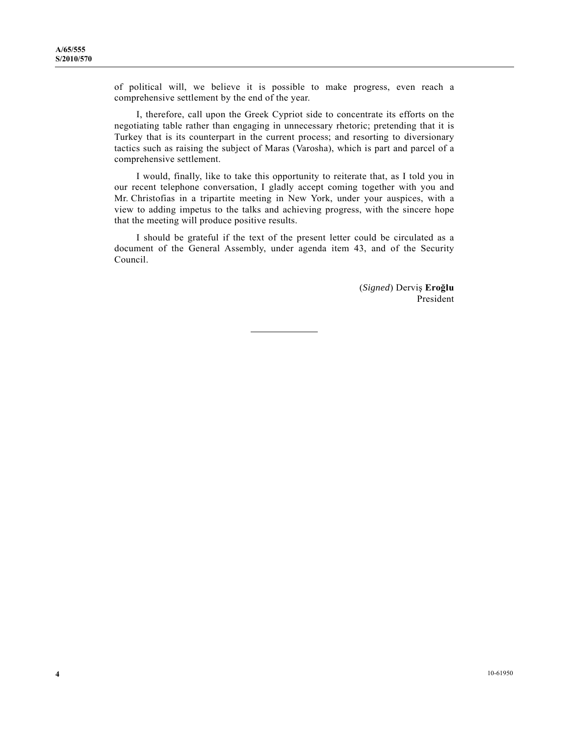of political will, we believe it is possible to make progress, even reach a comprehensive settlement by the end of the year.

I, therefore, call upon the Greek Cypriot side to concentrate its efforts on the negotiating table rather than engaging in unnecessary rhetoric; pretending that it is Turkey that is its counterpart in the current process; and resorting to diversionary tactics such as raising the subject of Maras (Varosha), which is part and parcel of a comprehensive settlement.

I would, finally, like to take this opportunity to reiterate that, as I told you in our recent telephone conversation, I gladly accept coming together with you and Mr. Christofias in a tripartite meeting in New York, under your auspices, with a view to adding impetus to the talks and achieving progress, with the sincere hope that the meeting will produce positive results.

I should be grateful if the text of the present letter could be circulated as a document of the General Assembly, under agenda item 43, and of the Security Council.

(*Signed*) Derviş **Eroğlu**
President